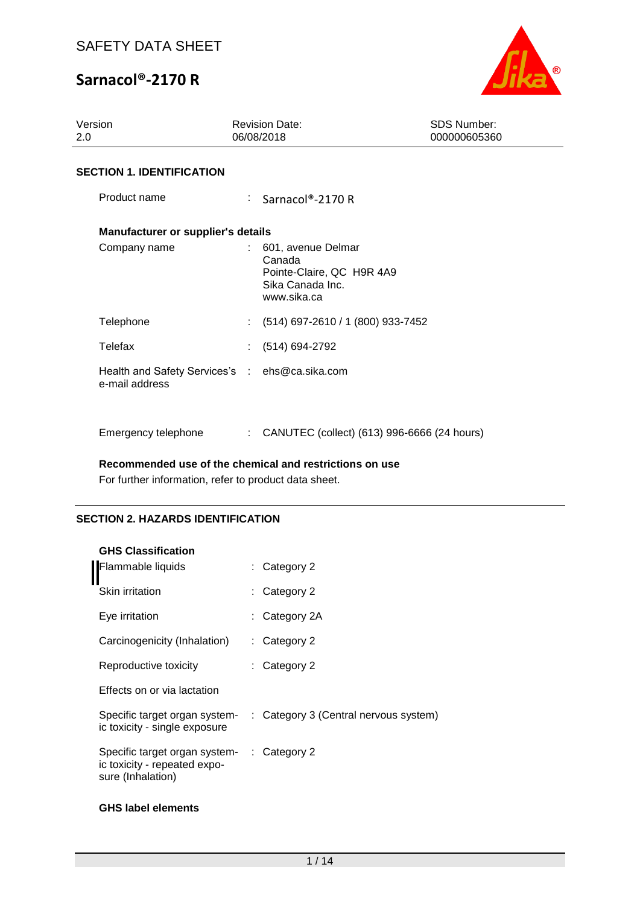SAFETY DATA SHEET

# Sarnacol®-2170 R

| Version | Revision Date: | SDS Number: |
|---|---|---|
| 2.0 | 06/08/2018 | 000000605360 |

## SECTION 1. IDENTIFICATION

Product name : Sarnacol®-2170 R

**Manufacturer or supplier's details**

Company name : 601, avenue Delmar
Canada
Pointe-Claire, QC H9R 4A9
Sika Canada Inc.
www.sika.ca

Telephone : (514) 697-2610 / 1 (800) 933-7452

Telefax : (514) 694-2792

Health and Safety Services's e-mail address : ehs@ca.sika.com

Emergency telephone : CANUTEC (collect) (613) 996-6666 (24 hours)

**Recommended use of the chemical and restrictions on use**

For further information, refer to product data sheet.

## SECTION 2. HAZARDS IDENTIFICATION

**GHS Classification**

Flammable liquids : Category 2

Skin irritation : Category 2

Eye irritation : Category 2A

Carcinogenicity (Inhalation) : Category 2

Reproductive toxicity : Category 2

Effects on or via lactation

Specific target organ systemic toxicity - single exposure : Category 3 (Central nervous system)

Specific target organ systemic toxicity - repeated exposure (Inhalation) : Category 2

**GHS label elements**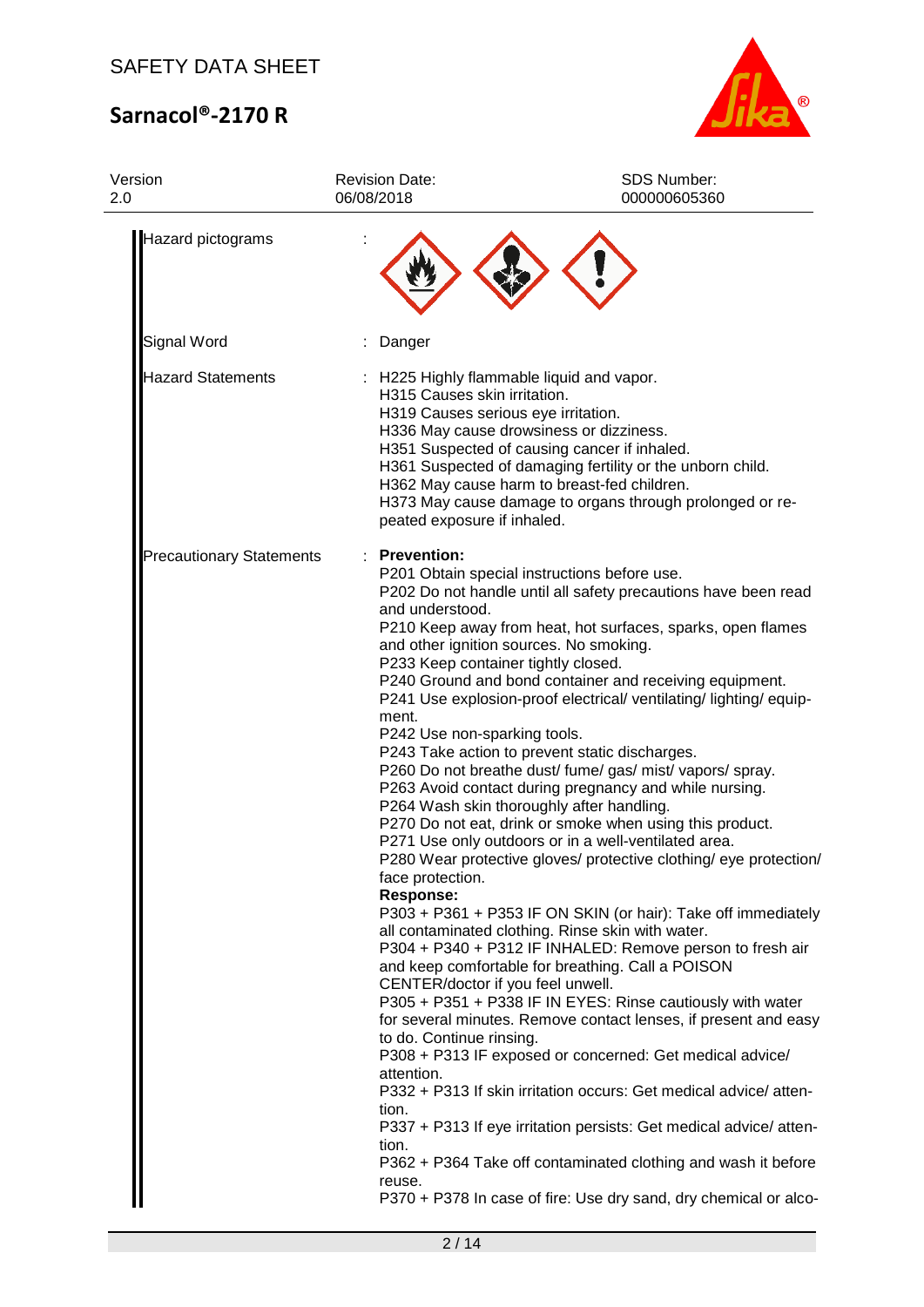| | | |
|---|---|---|
| Hazard pictograms | : | |
| Signal Word | : | Danger |
| Hazard Statements | : | H225 Highly flammable liquid and vapor.<br>H315 Causes skin irritation.<br>H319 Causes serious eye irritation.<br>H336 May cause drowsiness or dizziness.<br>H351 Suspected of causing cancer if inhaled.<br>H361 Suspected of damaging fertility or the unborn child.<br>H362 May cause harm to breast-fed children.<br>H373 May cause damage to organs through prolonged or repeated exposure if inhaled. |
| Precautionary Statements | : | **Prevention:**<br>P201 Obtain special instructions before use.<br>P202 Do not handle until all safety precautions have been read and understood.<br>P210 Keep away from heat, hot surfaces, sparks, open flames and other ignition sources. No smoking.<br>P233 Keep container tightly closed.<br>P240 Ground and bond container and receiving equipment.<br>P241 Use explosion-proof electrical/ ventilating/ lighting/ equipment.<br>P242 Use non-sparking tools.<br>P243 Take action to prevent static discharges.<br>P260 Do not breathe dust/ fume/ gas/ mist/ vapors/ spray.<br>P263 Avoid contact during pregnancy and while nursing.<br>P264 Wash skin thoroughly after handling.<br>P270 Do not eat, drink or smoke when using this product.<br>P271 Use only outdoors or in a well-ventilated area.<br>P280 Wear protective gloves/ protective clothing/ eye protection/ face protection.<br>**Response:**<br>P303 + P361 + P353 IF ON SKIN (or hair): Take off immediately all contaminated clothing. Rinse skin with water.<br>P304 + P340 + P312 IF INHALED: Remove person to fresh air and keep comfortable for breathing. Call a POISON CENTER/doctor if you feel unwell.<br>P305 + P351 + P338 IF IN EYES: Rinse cautiously with water for several minutes. Remove contact lenses, if present and easy to do. Continue rinsing.<br>P308 + P313 IF exposed or concerned: Get medical advice/ attention.<br>P332 + P313 If skin irritation occurs: Get medical advice/ attention.<br>P337 + P313 If eye irritation persists: Get medical advice/ attention.<br>P362 + P364 Take off contaminated clothing and wash it before reuse.<br>P370 + P378 In case of fire: Use dry sand, dry chemical or alco- |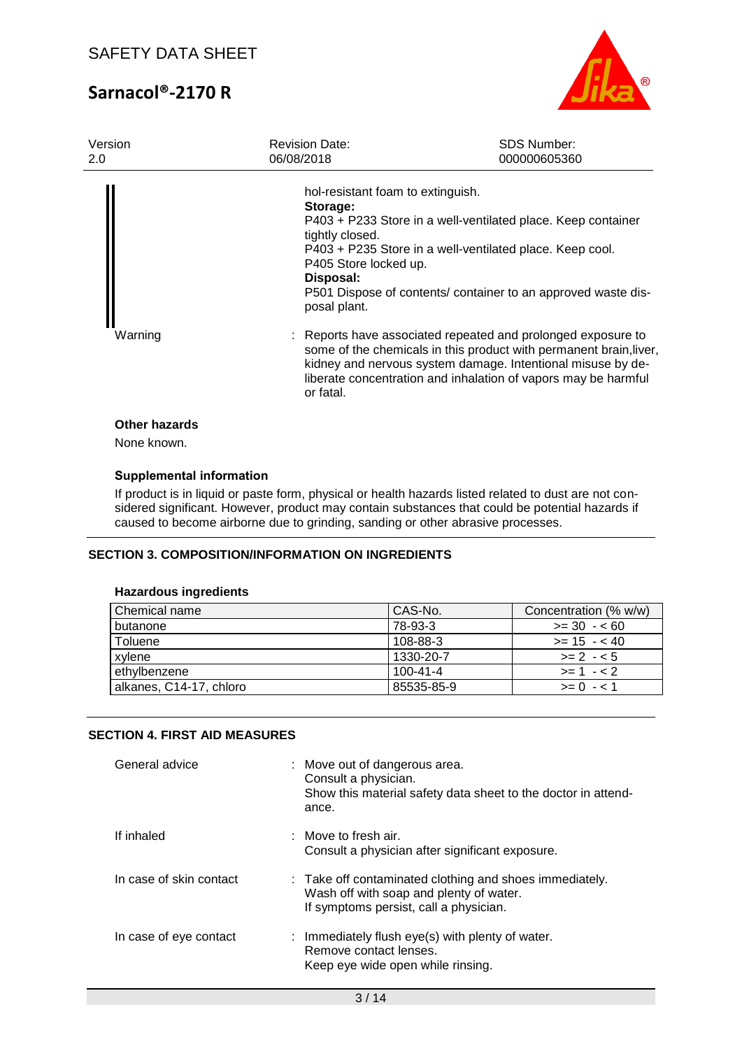hol-resistant foam to extinguish.

**Storage:**

P403 + P233 Store in a well-ventilated place. Keep container tightly closed.

P403 + P235 Store in a well-ventilated place. Keep cool.

P405 Store locked up.

**Disposal:**

P501 Dispose of contents/ container to an approved waste disposal plant.

Warning : Reports have associated repeated and prolonged exposure to some of the chemicals in this product with permanent brain,liver, kidney and nervous system damage. Intentional misuse by deliberate concentration and inhalation of vapors may be harmful or fatal.

**Other hazards**

None known.

**Supplemental information**

If product is in liquid or paste form, physical or health hazards listed related to dust are not considered significant. However, product may contain substances that could be potential hazards if caused to become airborne due to grinding, sanding or other abrasive processes.

## SECTION 3. COMPOSITION/INFORMATION ON INGREDIENTS

**Hazardous ingredients**

| Chemical name | CAS-No. | Concentration (% w/w) |
|---|---|---|
| butanone | 78-93-3 | >= 30 - < 60 |
| Toluene | 108-88-3 | >= 15 - < 40 |
| xylene | 1330-20-7 | >= 2 - < 5 |
| ethylbenzene | 100-41-4 | >= 1 - < 2 |
| alkanes, C14-17, chloro | 85535-85-9 | >= 0 - < 1 |

## SECTION 4. FIRST AID MEASURES

General advice : Move out of dangerous area.
Consult a physician.
Show this material safety data sheet to the doctor in attendance.

If inhaled : Move to fresh air.
Consult a physician after significant exposure.

In case of skin contact : Take off contaminated clothing and shoes immediately.
Wash off with soap and plenty of water.
If symptoms persist, call a physician.

In case of eye contact : Immediately flush eye(s) with plenty of water.
Remove contact lenses.
Keep eye wide open while rinsing.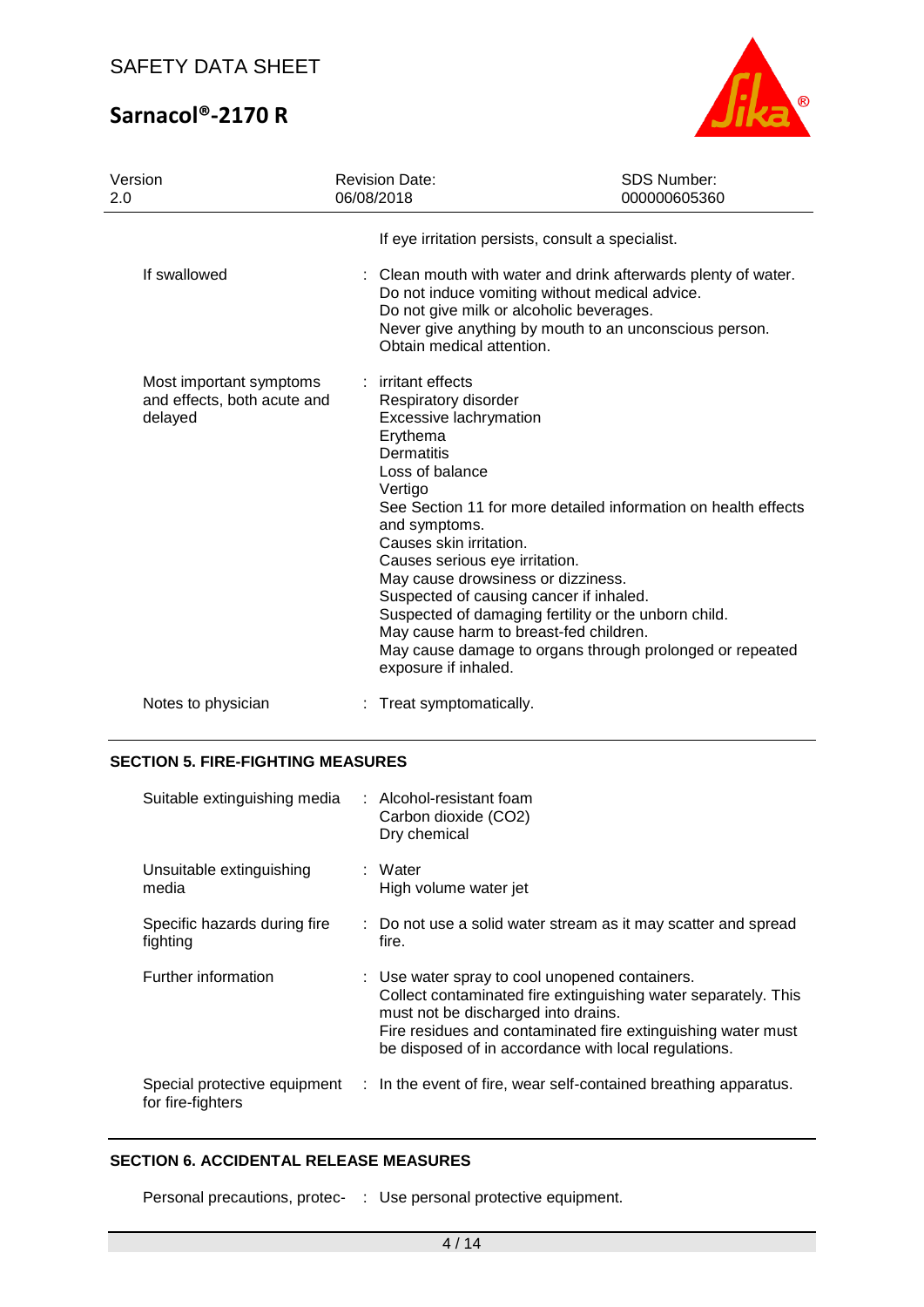| | | |
|---|---|---|
| | | If eye irritation persists, consult a specialist. |
| If swallowed | : | Clean mouth with water and drink afterwards plenty of water.<br>Do not induce vomiting without medical advice.<br>Do not give milk or alcoholic beverages.<br>Never give anything by mouth to an unconscious person.<br>Obtain medical attention. |
| Most important symptoms and effects, both acute and delayed | : | irritant effects<br>Respiratory disorder<br>Excessive lachrymation<br>Erythema<br>Dermatitis<br>Loss of balance<br>Vertigo<br>See Section 11 for more detailed information on health effects and symptoms.<br>Causes skin irritation.<br>Causes serious eye irritation.<br>May cause drowsiness or dizziness.<br>Suspected of causing cancer if inhaled.<br>Suspected of damaging fertility or the unborn child.<br>May cause harm to breast-fed children.<br>May cause damage to organs through prolonged or repeated exposure if inhaled. |
| Notes to physician | : | Treat symptomatically. |

## SECTION 5. FIRE-FIGHTING MEASURES

| | | |
|---|---|---|
| Suitable extinguishing media | : | Alcohol-resistant foam<br>Carbon dioxide ($CO_2$)<br>Dry chemical |
| Unsuitable extinguishing media | : | Water<br>High volume water jet |
| Specific hazards during fire fighting | : | Do not use a solid water stream as it may scatter and spread fire. |
| Further information | : | Use water spray to cool unopened containers.<br>Collect contaminated fire extinguishing water separately. This must not be discharged into drains.<br>Fire residues and contaminated fire extinguishing water must be disposed of in accordance with local regulations. |
| Special protective equipment for fire-fighters | : | In the event of fire, wear self-contained breathing apparatus. |

## SECTION 6. ACCIDENTAL RELEASE MEASURES

| | | |
|---|---|---|
| Personal precautions, protec- | : | Use personal protective equipment. |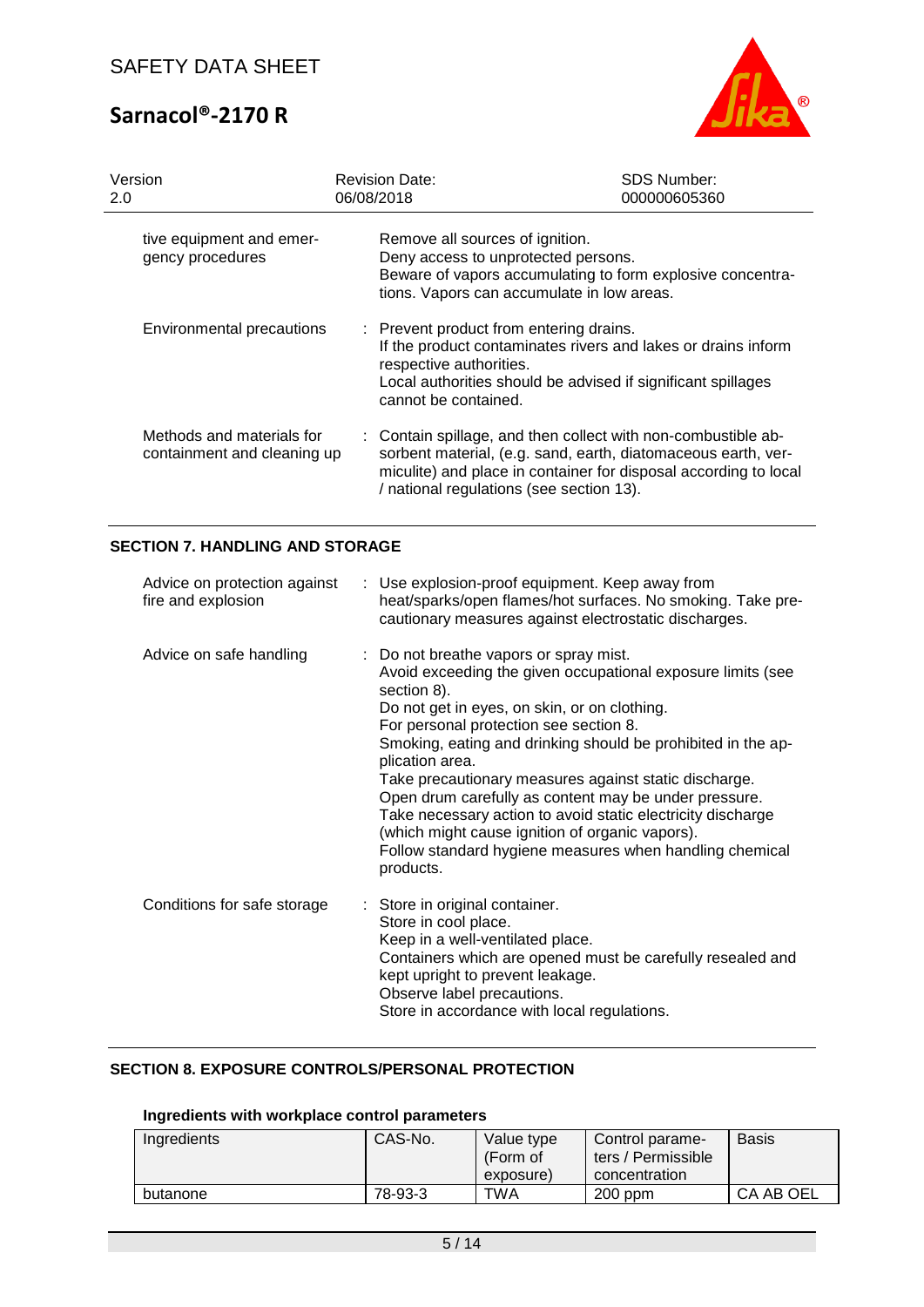| | |
|---|---|
| tive equipment and emergency procedures | Remove all sources of ignition.<br>Deny access to unprotected persons.<br>Beware of vapors accumulating to form explosive concentrations. Vapors can accumulate in low areas. |
| Environmental precautions | : Prevent product from entering drains.<br>If the product contaminates rivers and lakes or drains inform respective authorities.<br>Local authorities should be advised if significant spillages cannot be contained. |
| Methods and materials for containment and cleaning up | : Contain spillage, and then collect with non-combustible absorbent material, (e.g. sand, earth, diatomaceous earth, vermiculite) and place in container for disposal according to local / national regulations (see section 13). |

## SECTION 7. HANDLING AND STORAGE

| | |
|---|---|
| Advice on protection against fire and explosion | : Use explosion-proof equipment. Keep away from heat/sparks/open flames/hot surfaces. No smoking. Take precautionary measures against electrostatic discharges. |
| Advice on safe handling | : Do not breathe vapors or spray mist.<br>Avoid exceeding the given occupational exposure limits (see section 8).<br>Do not get in eyes, on skin, or on clothing.<br>For personal protection see section 8.<br>Smoking, eating and drinking should be prohibited in the application area.<br>Take precautionary measures against static discharge.<br>Open drum carefully as content may be under pressure.<br>Take necessary action to avoid static electricity discharge (which might cause ignition of organic vapors).<br>Follow standard hygiene measures when handling chemical products. |
| Conditions for safe storage | : Store in original container.<br>Store in cool place.<br>Keep in a well-ventilated place.<br>Containers which are opened must be carefully resealed and kept upright to prevent leakage.<br>Observe label precautions.<br>Store in accordance with local regulations. |

## SECTION 8. EXPOSURE CONTROLS/PERSONAL PROTECTION

### Ingredients with workplace control parameters

| Ingredients | CAS-No. | Value type (Form of exposure) | Control parameters / Permissible concentration | Basis |
|---|---|---|---|---|
| butanone | 78-93-3 | TWA | 200 ppm | CA AB OEL |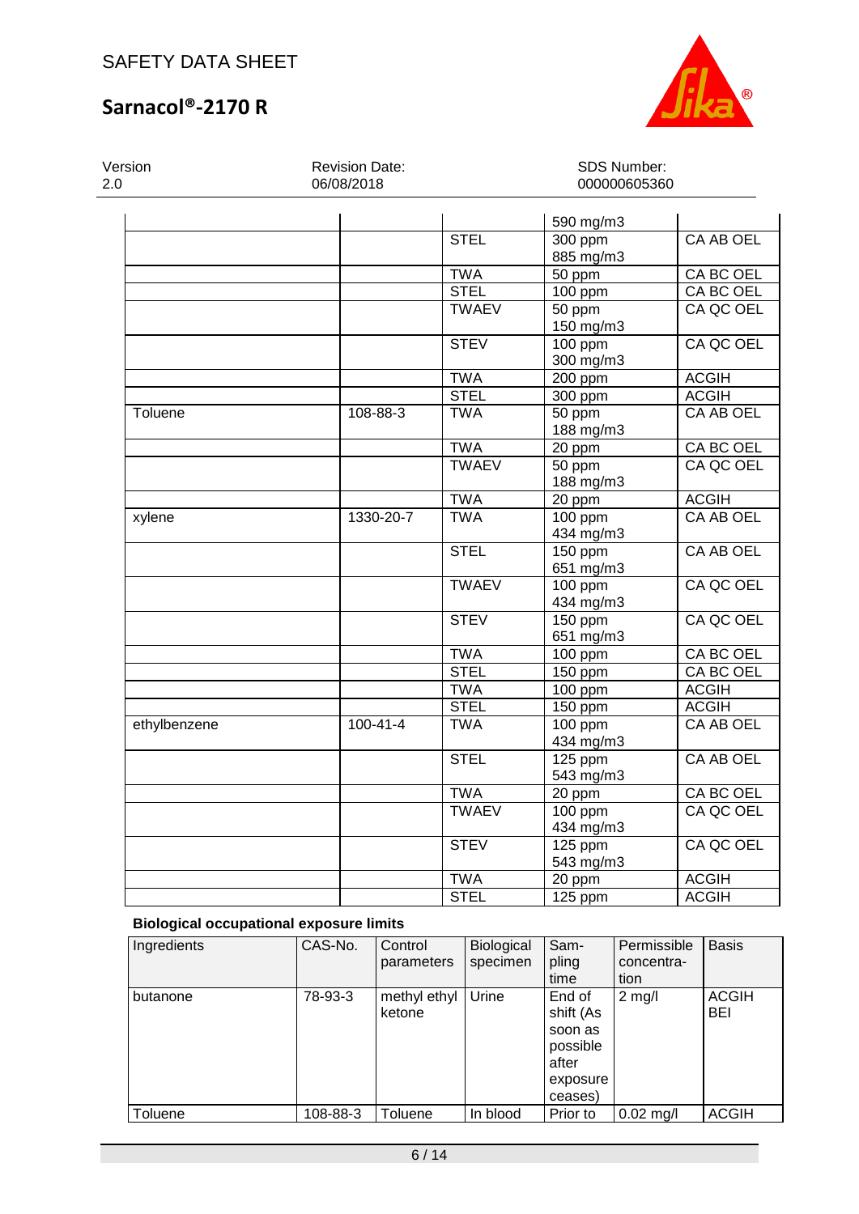| | | | 590 mg/m3 | |
|---|---|---|---|---|
| | | STEL | 300 ppm<br>885 mg/m3 | CA AB OEL |
| | | TWA | 50 ppm | CA BC OEL |
| | | STEL | 100 ppm | CA BC OEL |
| | | TWAEV | 50 ppm<br>150 mg/m3 | CA QC OEL |
| | | STEV | 100 ppm<br>300 mg/m3 | CA QC OEL |
| | | TWA | 200 ppm | ACGIH |
| | | STEL | 300 ppm | ACGIH |
| Toluene | 108-88-3 | TWA | 50 ppm<br>188 mg/m3 | CA AB OEL |
| | | TWA | 20 ppm | CA BC OEL |
| | | TWAEV | 50 ppm<br>188 mg/m3 | CA QC OEL |
| | | TWA | 20 ppm | ACGIH |
| xylene | 1330-20-7 | TWA | 100 ppm<br>434 mg/m3 | CA AB OEL |
| | | STEL | 150 ppm<br>651 mg/m3 | CA AB OEL |
| | | TWAEV | 100 ppm<br>434 mg/m3 | CA QC OEL |
| | | STEV | 150 ppm<br>651 mg/m3 | CA QC OEL |
| | | TWA | 100 ppm | CA BC OEL |
| | | STEL | 150 ppm | CA BC OEL |
| | | TWA | 100 ppm | ACGIH |
| | | STEL | 150 ppm | ACGIH |
| ethylbenzene | 100-41-4 | TWA | 100 ppm<br>434 mg/m3 | CA AB OEL |
| | | STEL | 125 ppm<br>543 mg/m3 | CA AB OEL |
| | | TWA | 20 ppm | CA BC OEL |
| | | TWAEV | 100 ppm<br>434 mg/m3 | CA QC OEL |
| | | STEV | 125 ppm<br>543 mg/m3 | CA QC OEL |
| | | TWA | 20 ppm | ACGIH |
| | | STEL | 125 ppm | ACGIH |

**Biological occupational exposure limits**

| Ingredients | CAS-No. | Control parameters | Biological specimen | Sampling time | Permissible concentration | Basis |
|---|---|---|---|---|---|---|
| butanone | 78-93-3 | methyl ethyl ketone | Urine | End of shift (As soon as possible after exposure ceases) | 2 mg/l | ACGIH BEI |
| Toluene | 108-88-3 | Toluene | In blood | Prior to | 0.02 mg/l | ACGIH |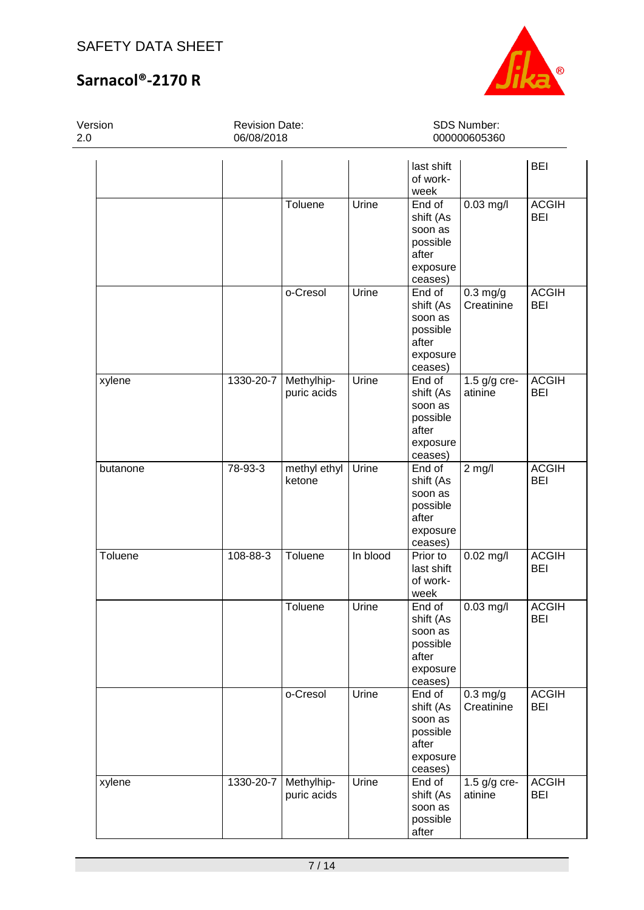| | | | | last shift of work-week | | BEI |
|---|---|---|---|---|---|---|
| | | Toluene | Urine | End of shift (As soon as possible after exposure ceases) | 0.03 mg/l | ACGIH BEI |
| | | o-Cresol | Urine | End of shift (As soon as possible after exposure ceases) | 0.3 mg/g Creatinine | ACGIH BEI |
| xylene | 1330-20-7 | Methylhip-puric acids | Urine | End of shift (As soon as possible after exposure ceases) | 1.5 g/g cre-atinine | ACGIH BEI |
| butanone | 78-93-3 | methyl ethyl ketone | Urine | End of shift (As soon as possible after exposure ceases) | 2 mg/l | ACGIH BEI |
| Toluene | 108-88-3 | Toluene | In blood | Prior to last shift of work-week | 0.02 mg/l | ACGIH BEI |
| | | Toluene | Urine | End of shift (As soon as possible after exposure ceases) | 0.03 mg/l | ACGIH BEI |
| | | o-Cresol | Urine | End of shift (As soon as possible after exposure ceases) | 0.3 mg/g Creatinine | ACGIH BEI |
| xylene | 1330-20-7 | Methylhip-puric acids | Urine | End of shift (As soon as possible after | 1.5 g/g cre-atinine | ACGIH BEI |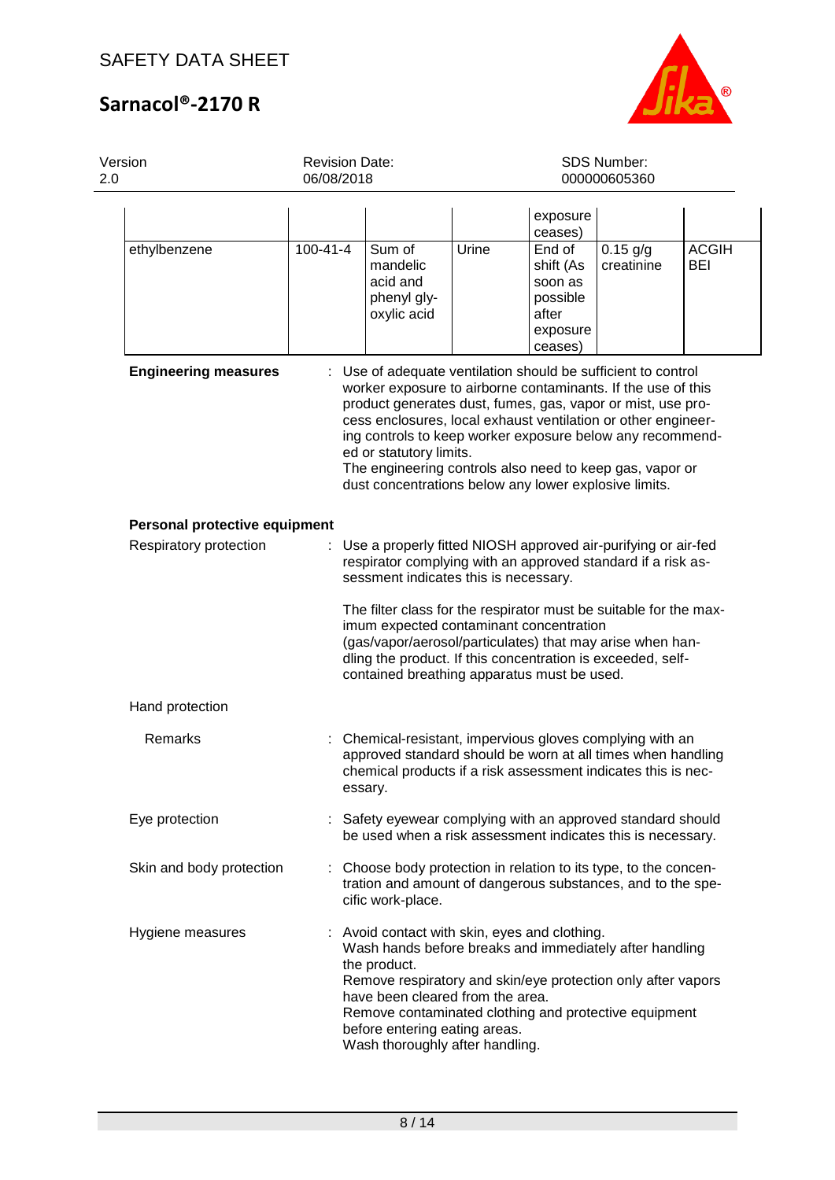| | | | | exposure ceases) | | |
|---|---|---|---|---|---|---|
| ethylbenzene | 100-41-4 | Sum of mandelic acid and phenyl gly-oxylic acid | Urine | End of shift (As soon as possible after exposure ceases) | 0.15 g/g creatinine | ACGIH BEI |

**Engineering measures** : Use of adequate ventilation should be sufficient to control worker exposure to airborne contaminants. If the use of this product generates dust, fumes, gas, vapor or mist, use process enclosures, local exhaust ventilation or other engineering controls to keep worker exposure below any recommended or statutory limits.
The engineering controls also need to keep gas, vapor or dust concentrations below any lower explosive limits.

**Personal protective equipment**

Respiratory protection : Use a properly fitted NIOSH approved air-purifying or air-fed respirator complying with an approved standard if a risk assessment indicates this is necessary.

The filter class for the respirator must be suitable for the maximum expected contaminant concentration (gas/vapor/aerosol/particulates) that may arise when handling the product. If this concentration is exceeded, self-contained breathing apparatus must be used.

Hand protection

Remarks : Chemical-resistant, impervious gloves complying with an approved standard should be worn at all times when handling chemical products if a risk assessment indicates this is necessary.

Eye protection : Safety eyewear complying with an approved standard should be used when a risk assessment indicates this is necessary.

Skin and body protection : Choose body protection in relation to its type, to the concentration and amount of dangerous substances, and to the specific work-place.

Hygiene measures : Avoid contact with skin, eyes and clothing.
Wash hands before breaks and immediately after handling the product.
Remove respiratory and skin/eye protection only after vapors have been cleared from the area.
Remove contaminated clothing and protective equipment before entering eating areas.
Wash thoroughly after handling.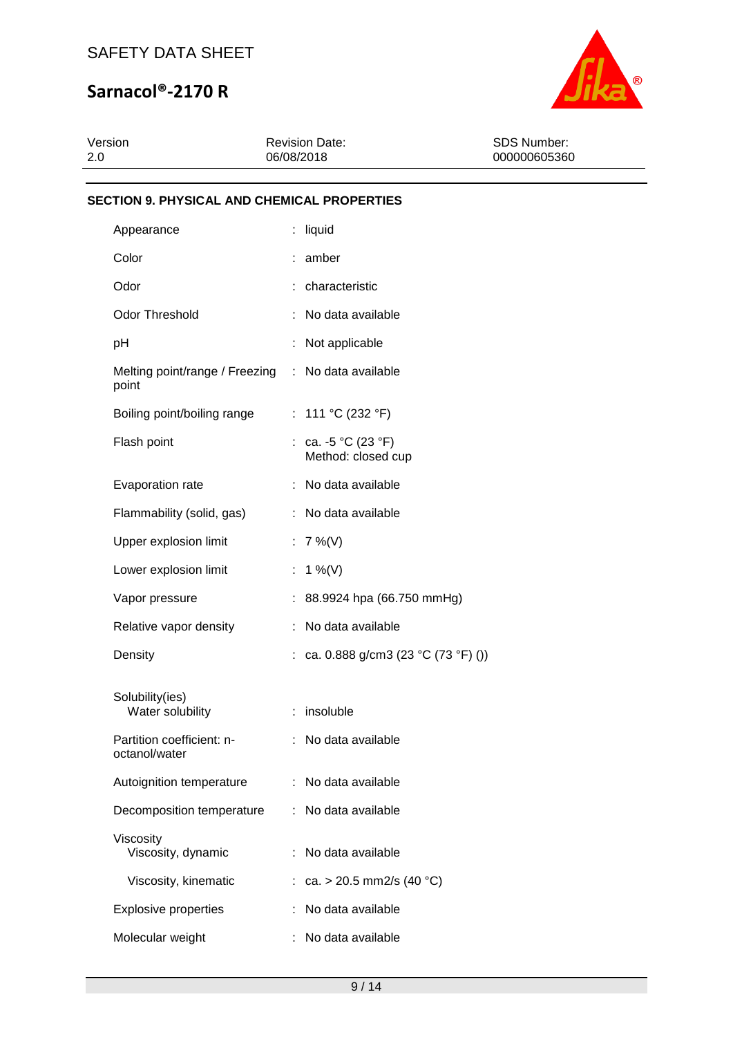## SECTION 9. PHYSICAL AND CHEMICAL PROPERTIES

| Property | Value |
|---|---|
| Appearance | liquid |
| Color | amber |
| Odor | characteristic |
| Odor Threshold | No data available |
| pH | Not applicable |
| Melting point/range / Freezing point | No data available |
| Boiling point/boiling range | 111 °C (232 °F) |
| Flash point | ca. -5 °C (23 °F)<br>Method: closed cup |
| Evaporation rate | No data available |
| Flammability (solid, gas) | No data available |
| Upper explosion limit | 7 %(V) |
| Lower explosion limit | 1 %(V) |
| Vapor pressure | 88.9924 hpa (66.750 mmHg) |
| Relative vapor density | No data available |
| Density | ca. 0.888 g/cm3 (23 °C (73 °F) ()) |
| Solubility(ies)<br>Water solubility | insoluble |
| Partition coefficient: n-octanol/water | No data available |
| Autoignition temperature | No data available |
| Decomposition temperature | No data available |
| Viscosity<br>Viscosity, dynamic | No data available |
| Viscosity, kinematic | ca. > 20.5 mm2/s (40 °C) |
| Explosive properties | No data available |
| Molecular weight | No data available |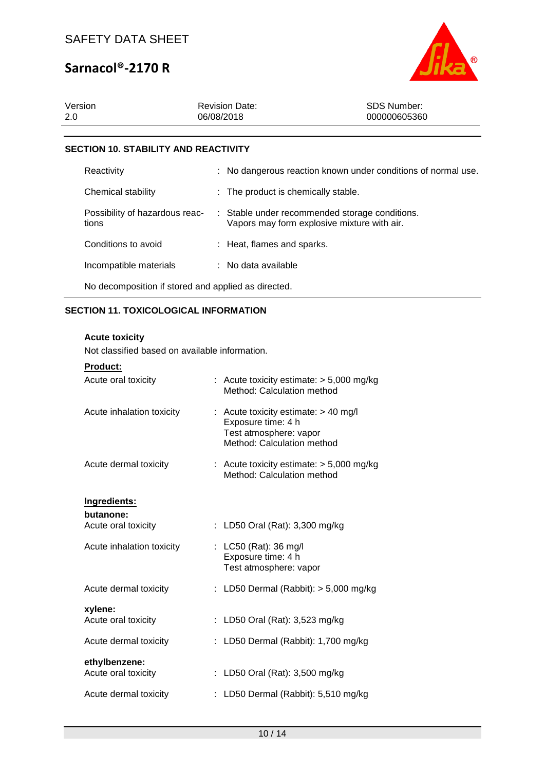## SECTION 10. STABILITY AND REACTIVITY

| | |
|---|---|
| Reactivity | : No dangerous reaction known under conditions of normal use. |
| Chemical stability | : The product is chemically stable. |
| Possibility of hazardous reactions | : Stable under recommended storage conditions. Vapors may form explosive mixture with air. |
| Conditions to avoid | : Heat, flames and sparks. |
| Incompatible materials | : No data available |

No decomposition if stored and applied as directed.

## SECTION 11. TOXICOLOGICAL INFORMATION

**Acute toxicity**

Not classified based on available information.

**Product:**

| | |
|---|---|
| Acute oral toxicity | : Acute toxicity estimate: > 5,000 mg/kg<br>Method: Calculation method |
| Acute inhalation toxicity | : Acute toxicity estimate: > 40 mg/l<br>Exposure time: 4 h<br>Test atmosphere: vapor<br>Method: Calculation method |
| Acute dermal toxicity | : Acute toxicity estimate: > 5,000 mg/kg<br>Method: Calculation method |

**Ingredients:**

**butanone:**

| | |
|---|---|
| Acute oral toxicity | : LD50 Oral (Rat): 3,300 mg/kg |
| Acute inhalation toxicity | : LC50 (Rat): 36 mg/l<br>Exposure time: 4 h<br>Test atmosphere: vapor |
| Acute dermal toxicity | : LD50 Dermal (Rabbit): > 5,000 mg/kg |

**xylene:**

| | |
|---|---|
| Acute oral toxicity | : LD50 Oral (Rat): 3,523 mg/kg |
| Acute dermal toxicity | : LD50 Dermal (Rabbit): 1,700 mg/kg |

**ethylbenzene:**

| | |
|---|---|
| Acute oral toxicity | : LD50 Oral (Rat): 3,500 mg/kg |
| Acute dermal toxicity | : LD50 Dermal (Rabbit): 5,510 mg/kg |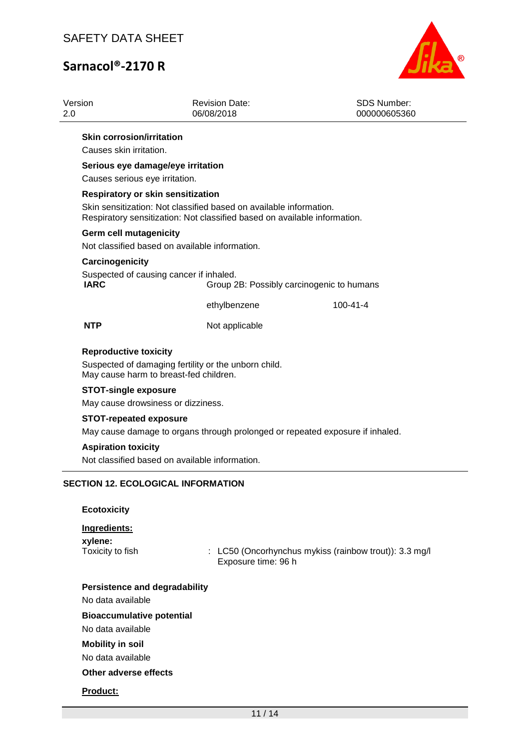**Skin corrosion/irritation**

Causes skin irritation.

**Serious eye damage/eye irritation**

Causes serious eye irritation.

**Respiratory or skin sensitization**

Skin sensitization: Not classified based on available information.
Respiratory sensitization: Not classified based on available information.

**Germ cell mutagenicity**

Not classified based on available information.

**Carcinogenicity**

Suspected of causing cancer if inhaled.

| | | |
|---|---|---|
| **IARC** | Group 2B: Possibly carcinogenic to humans | |
| | ethylbenzene | 100-41-4 |
| **NTP** | Not applicable | |

**Reproductive toxicity**

Suspected of damaging fertility or the unborn child.
May cause harm to breast-fed children.

**STOT-single exposure**

May cause drowsiness or dizziness.

**STOT-repeated exposure**

May cause damage to organs through prolonged or repeated exposure if inhaled.

**Aspiration toxicity**

Not classified based on available information.

## SECTION 12. ECOLOGICAL INFORMATION

**Ecotoxicity**

**Ingredients:**

**xylene:**

Toxicity to fish : LC50 (Oncorhynchus mykiss (rainbow trout)): 3.3 mg/l
Exposure time: 96 h

**Persistence and degradability**

No data available

**Bioaccumulative potential**

No data available

**Mobility in soil**

No data available

**Other adverse effects**

**Product:**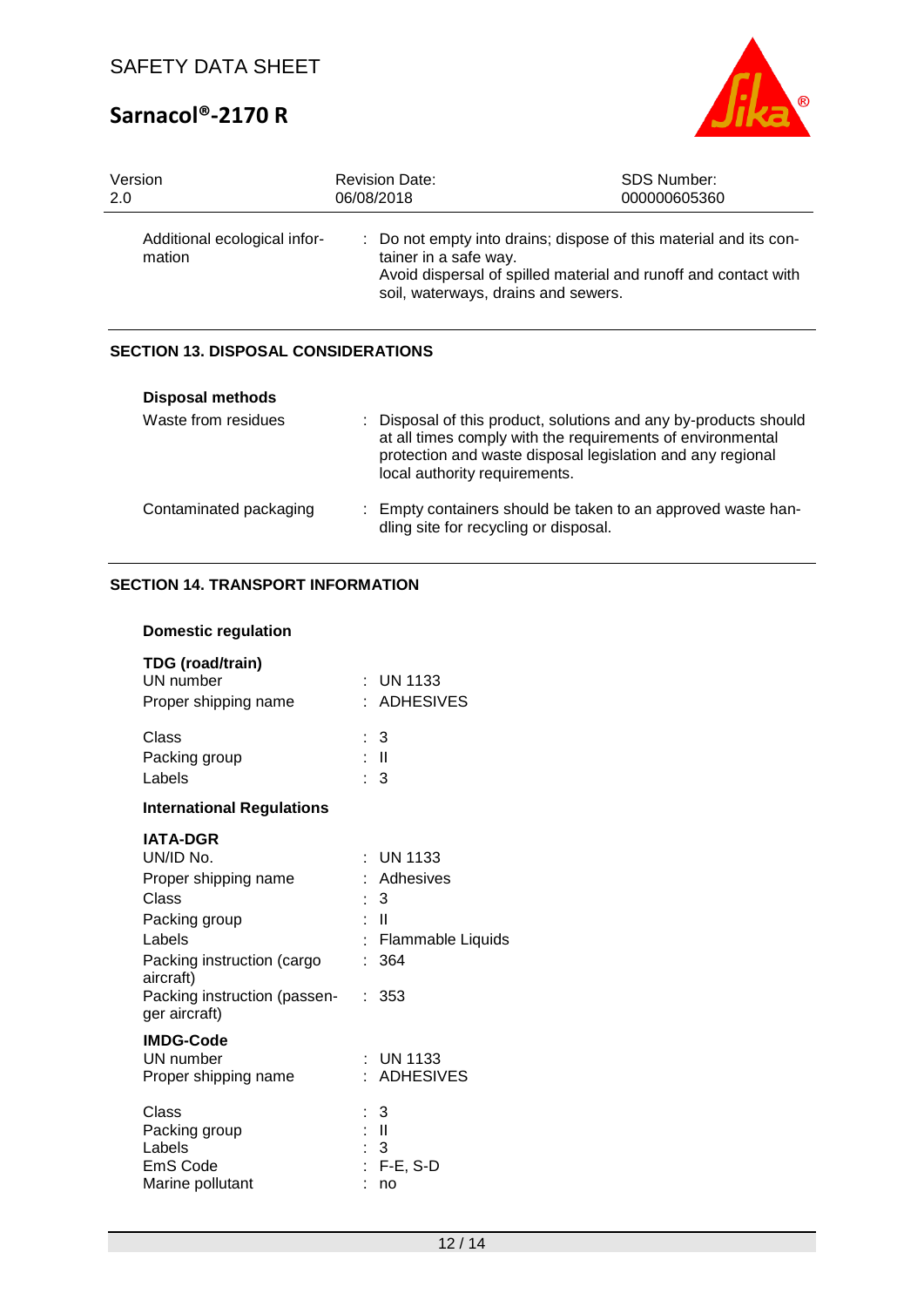| | |
|---|---|
| Additional ecological information | : Do not empty into drains; dispose of this material and its container in a safe way.<br>Avoid dispersal of spilled material and runoff and contact with soil, waterways, drains and sewers. |

## SECTION 13. DISPOSAL CONSIDERATIONS

**Disposal methods**

| | |
|---|---|
| Waste from residues | : Disposal of this product, solutions and any by-products should at all times comply with the requirements of environmental protection and waste disposal legislation and any regional local authority requirements. |
| Contaminated packaging | : Empty containers should be taken to an approved waste handling site for recycling or disposal. |

## SECTION 14. TRANSPORT INFORMATION

**Domestic regulation**

**TDG (road/train)**

| | |
|---|---|
| UN number | : UN 1133 |
| Proper shipping name | : ADHESIVES |
| Class | : 3 |
| Packing group | : II |
| Labels | : 3 |

**International Regulations**

**IATA-DGR**

| | |
|---|---|
| UN/ID No. | : UN 1133 |
| Proper shipping name | : Adhesives |
| Class | : 3 |
| Packing group | : II |
| Labels | : Flammable Liquids |
| Packing instruction (cargo aircraft) | : 364 |
| Packing instruction (passenger aircraft) | : 353 |

**IMDG-Code**

| | |
|---|---|
| UN number | : UN 1133 |
| Proper shipping name | : ADHESIVES |
| Class | : 3 |
| Packing group | : II |
| Labels | : 3 |
| EmS Code | : F-E, S-D |
| Marine pollutant | : no |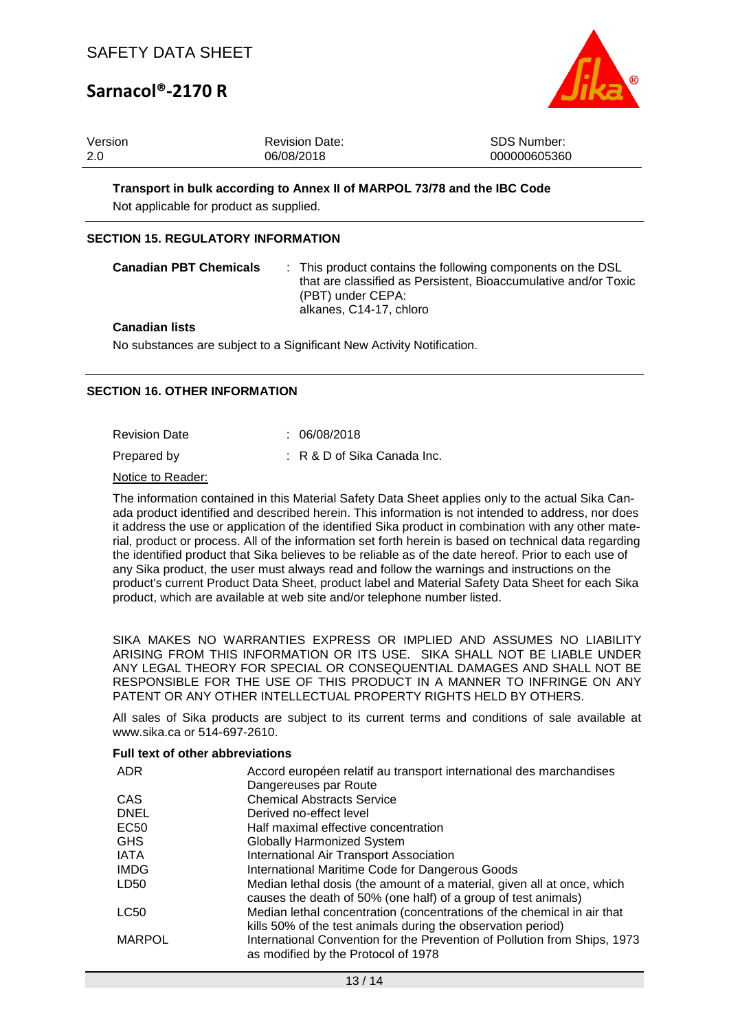Version 2.0 | Revision Date: 06/08/2018 | SDS Number: 000000605360

**Transport in bulk according to Annex II of MARPOL 73/78 and the IBC Code**

Not applicable for product as supplied.

## SECTION 15. REGULATORY INFORMATION

**Canadian PBT Chemicals** : This product contains the following components on the DSL that are classified as Persistent, Bioaccumulative and/or Toxic (PBT) under CEPA:
alkanes, C14-17, chloro

**Canadian lists**

No substances are subject to a Significant New Activity Notification.

## SECTION 16. OTHER INFORMATION

Revision Date : 06/08/2018

Prepared by : R & D of Sika Canada Inc.

Notice to Reader:

The information contained in this Material Safety Data Sheet applies only to the actual Sika Canada product identified and described herein. This information is not intended to address, nor does it address the use or application of the identified Sika product in combination with any other material, product or process. All of the information set forth herein is based on technical data regarding the identified product that Sika believes to be reliable as of the date hereof. Prior to each use of any Sika product, the user must always read and follow the warnings and instructions on the product's current Product Data Sheet, product label and Material Safety Data Sheet for each Sika product, which are available at web site and/or telephone number listed.

SIKA MAKES NO WARRANTIES EXPRESS OR IMPLIED AND ASSUMES NO LIABILITY ARISING FROM THIS INFORMATION OR ITS USE. SIKA SHALL NOT BE LIABLE UNDER ANY LEGAL THEORY FOR SPECIAL OR CONSEQUENTIAL DAMAGES AND SHALL NOT BE RESPONSIBLE FOR THE USE OF THIS PRODUCT IN A MANNER TO INFRINGE ON ANY PATENT OR ANY OTHER INTELLECTUAL PROPERTY RIGHTS HELD BY OTHERS.

All sales of Sika products are subject to its current terms and conditions of sale available at www.sika.ca or 514-697-2610.

**Full text of other abbreviations**

| Abbreviation | Meaning |
|---|---|
| ADR | Accord européen relatif au transport international des marchandises Dangereuses par Route |
| CAS | Chemical Abstracts Service |
| DNEL | Derived no-effect level |
| EC50 | Half maximal effective concentration |
| GHS | Globally Harmonized System |
| IATA | International Air Transport Association |
| IMDG | International Maritime Code for Dangerous Goods |
| LD50 | Median lethal dosis (the amount of a material, given all at once, which causes the death of 50% (one half) of a group of test animals) |
| LC50 | Median lethal concentration (concentrations of the chemical in air that kills 50% of the test animals during the observation period) |
| MARPOL | International Convention for the Prevention of Pollution from Ships, 1973 as modified by the Protocol of 1978 |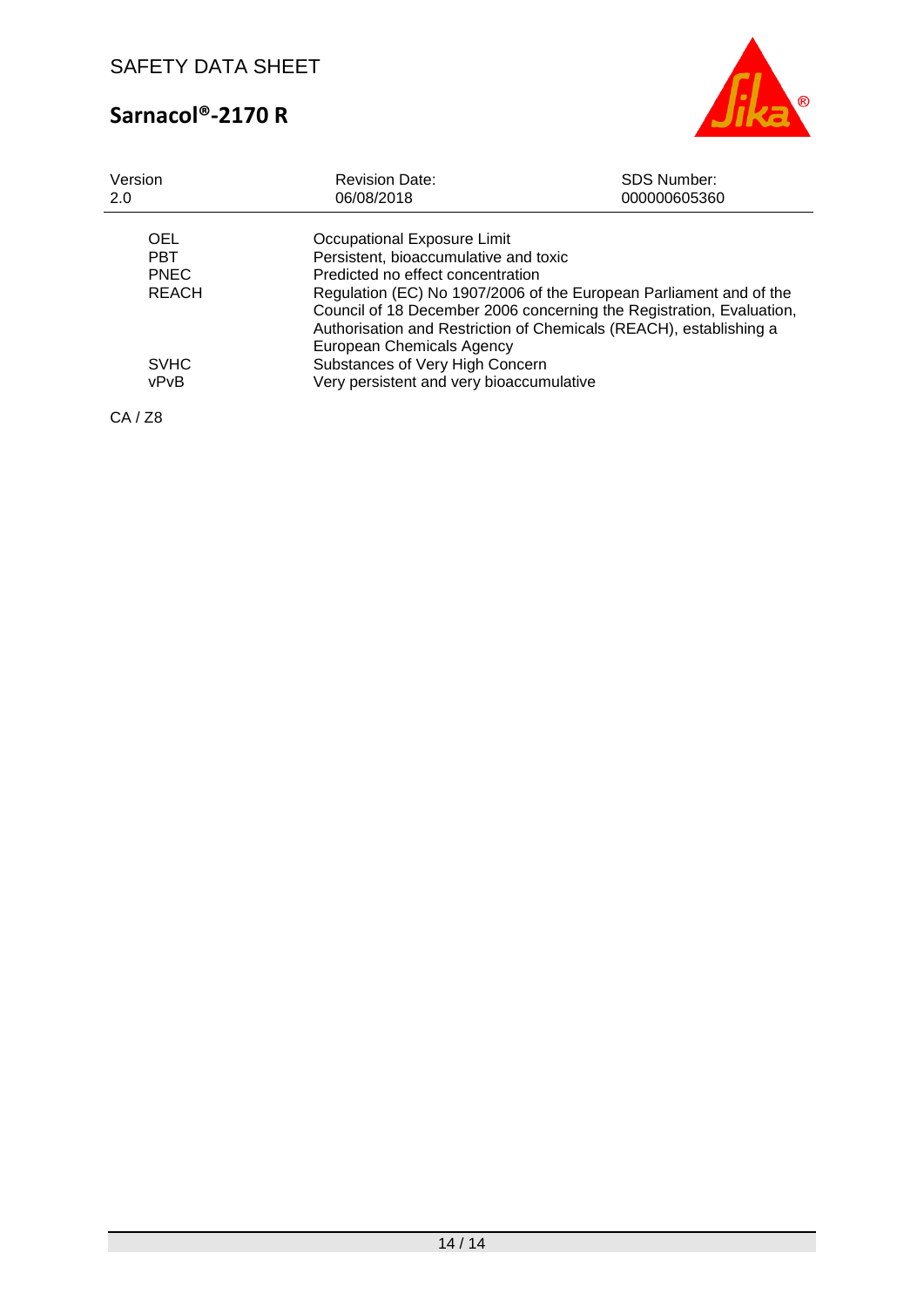| | |
|---|---|
| OEL | Occupational Exposure Limit |
| PBT | Persistent, bioaccumulative and toxic |
| PNEC | Predicted no effect concentration |
| REACH | Regulation (EC) No 1907/2006 of the European Parliament and of the Council of 18 December 2006 concerning the Registration, Evaluation, Authorisation and Restriction of Chemicals (REACH), establishing a European Chemicals Agency |
| SVHC | Substances of Very High Concern |
| vPvB | Very persistent and very bioaccumulative |

CA / Z8